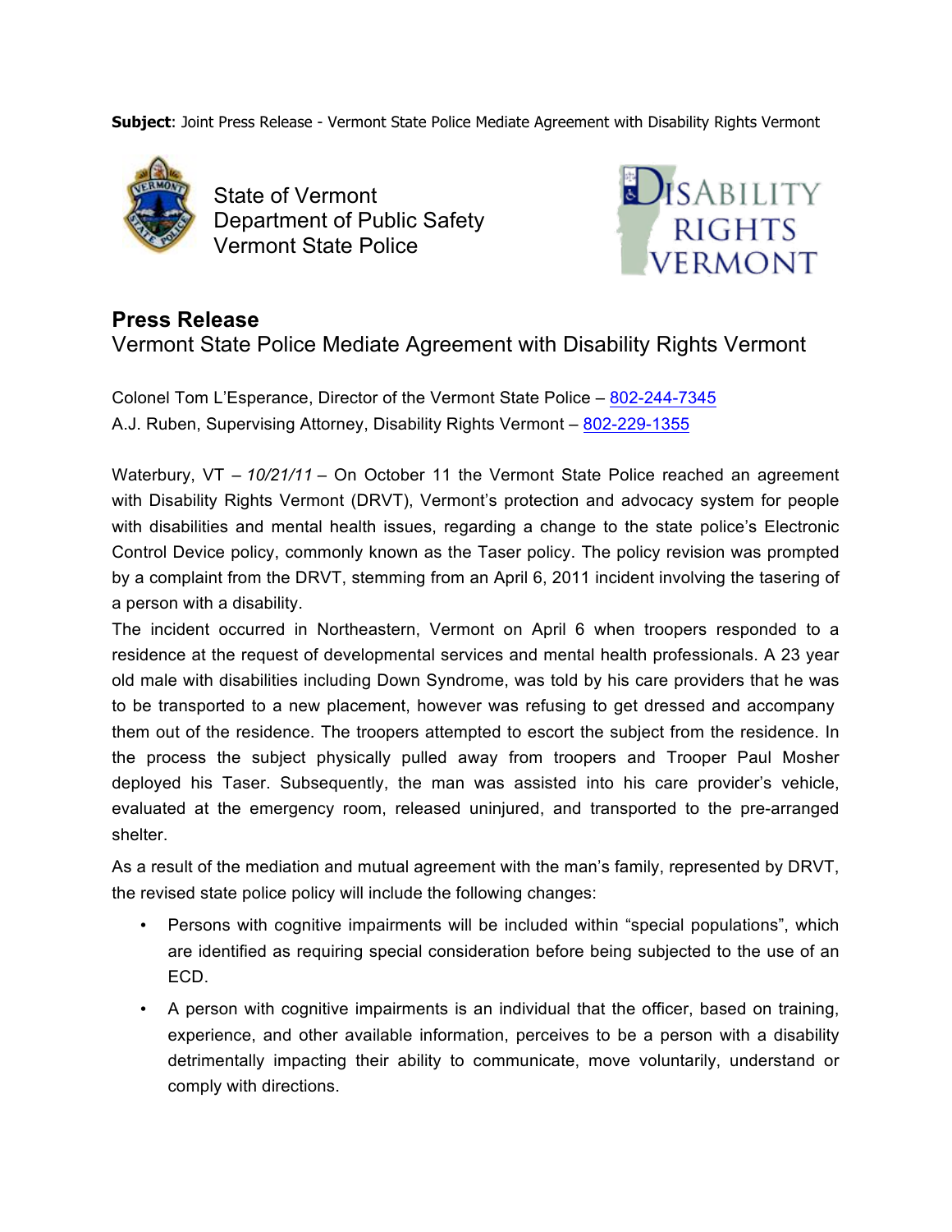**Subject**: Joint Press Release - Vermont State Police Mediate Agreement with Disability Rights Vermont

State of Vermont
Department of Public Safety
Vermont State Police

DISABILITY RIGHTS VERMONT

## Press Release

Vermont State Police Mediate Agreement with Disability Rights Vermont

Colonel Tom L'Esperance, Director of the Vermont State Police – 802-244-7345
A.J. Ruben, Supervising Attorney, Disability Rights Vermont – 802-229-1355

Waterbury, VT – *10/21/11* – On October 11 the Vermont State Police reached an agreement with Disability Rights Vermont (DRVT), Vermont's protection and advocacy system for people with disabilities and mental health issues, regarding a change to the state police's Electronic Control Device policy, commonly known as the Taser policy. The policy revision was prompted by a complaint from the DRVT, stemming from an April 6, 2011 incident involving the tasering of a person with a disability.

The incident occurred in Northeastern, Vermont on April 6 when troopers responded to a residence at the request of developmental services and mental health professionals. A 23 year old male with disabilities including Down Syndrome, was told by his care providers that he was to be transported to a new placement, however was refusing to get dressed and accompany them out of the residence. The troopers attempted to escort the subject from the residence. In the process the subject physically pulled away from troopers and Trooper Paul Mosher deployed his Taser. Subsequently, the man was assisted into his care provider's vehicle, evaluated at the emergency room, released uninjured, and transported to the pre-arranged shelter.

As a result of the mediation and mutual agreement with the man's family, represented by DRVT, the revised state police policy will include the following changes:

- Persons with cognitive impairments will be included within "special populations", which are identified as requiring special consideration before being subjected to the use of an ECD.
- A person with cognitive impairments is an individual that the officer, based on training, experience, and other available information, perceives to be a person with a disability detrimentally impacting their ability to communicate, move voluntarily, understand or comply with directions.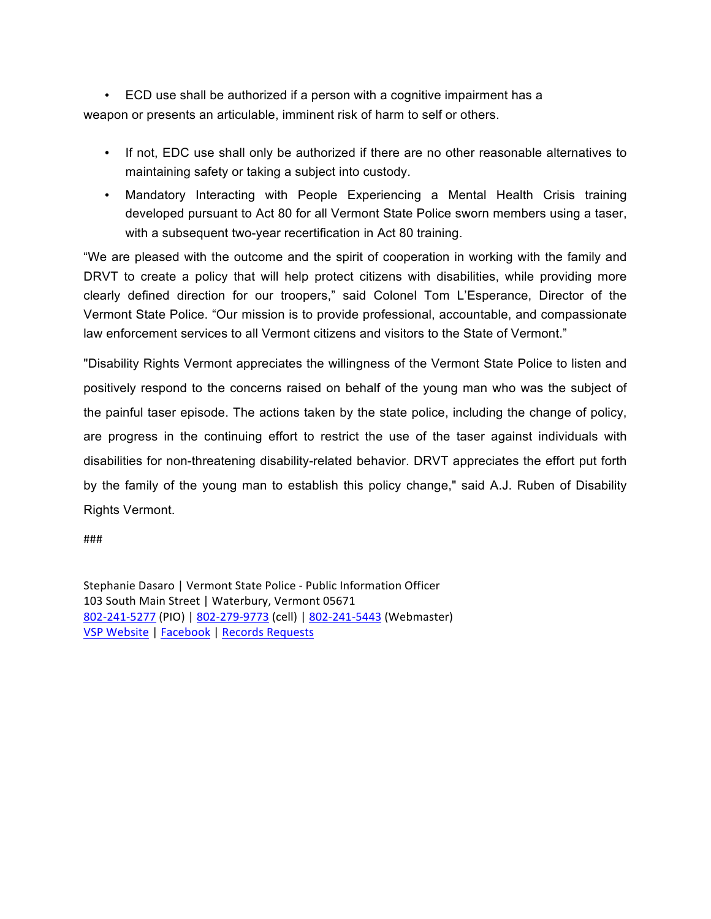- ECD use shall be authorized if a person with a cognitive impairment has a weapon or presents an articulable, imminent risk of harm to self or others.

- If not, EDC use shall only be authorized if there are no other reasonable alternatives to maintaining safety or taking a subject into custody.
- Mandatory Interacting with People Experiencing a Mental Health Crisis training developed pursuant to Act 80 for all Vermont State Police sworn members using a taser, with a subsequent two-year recertification in Act 80 training.

"We are pleased with the outcome and the spirit of cooperation in working with the family and DRVT to create a policy that will help protect citizens with disabilities, while providing more clearly defined direction for our troopers," said Colonel Tom L'Esperance, Director of the Vermont State Police. "Our mission is to provide professional, accountable, and compassionate law enforcement services to all Vermont citizens and visitors to the State of Vermont."

"Disability Rights Vermont appreciates the willingness of the Vermont State Police to listen and positively respond to the concerns raised on behalf of the young man who was the subject of the painful taser episode. The actions taken by the state police, including the change of policy, are progress in the continuing effort to restrict the use of the taser against individuals with disabilities for non-threatening disability-related behavior. DRVT appreciates the effort put forth by the family of the young man to establish this policy change," said A.J. Ruben of Disability Rights Vermont.

###

Stephanie Dasaro | Vermont State Police - Public Information Officer
103 South Main Street | Waterbury, Vermont 05671
802-241-5277 (PIO) | 802-279-9773 (cell) | 802-241-5443 (Webmaster)
VSP Website | Facebook | Records Requests